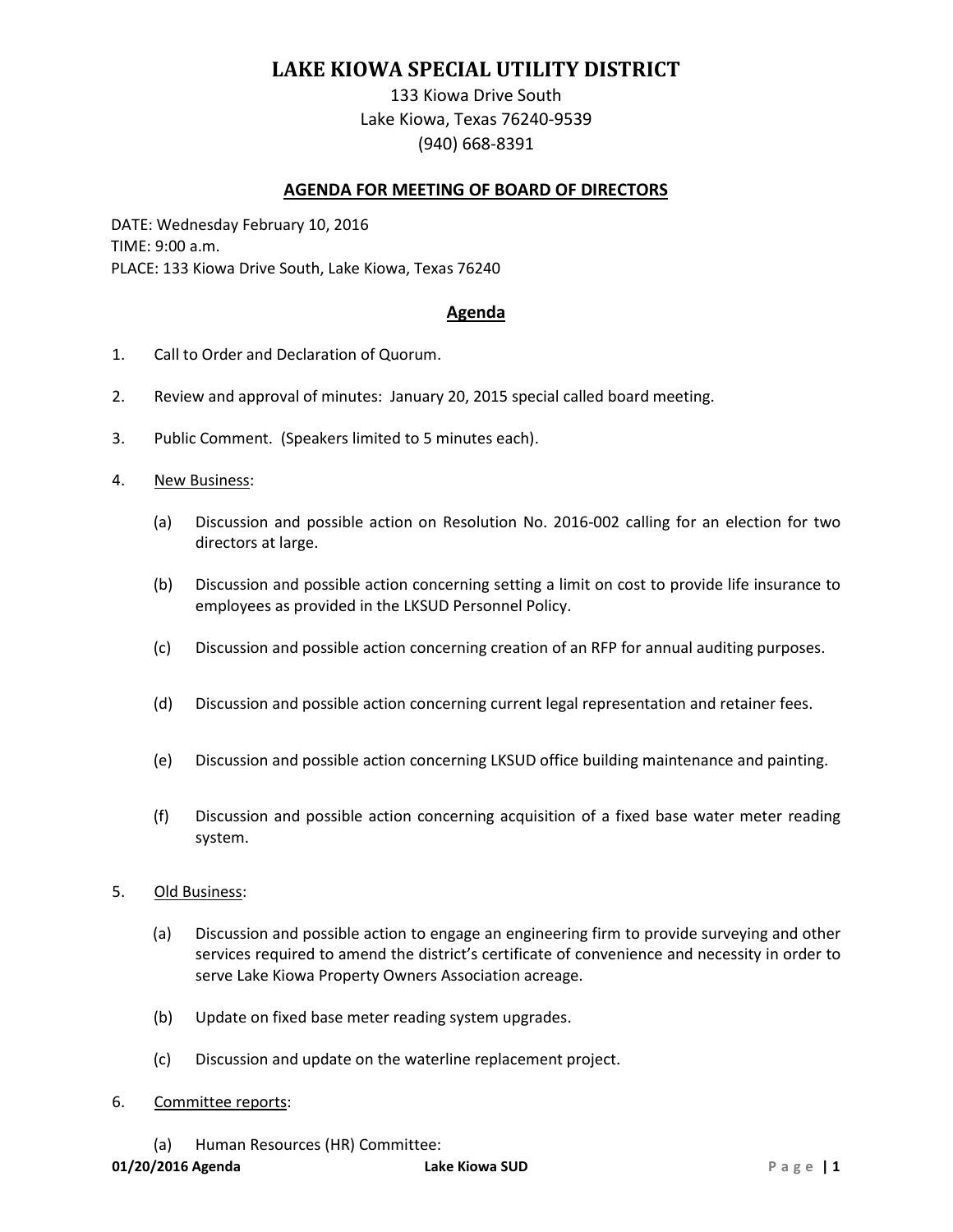# LAKE KIOWA SPECIAL UTILITY DISTRICT

133 Kiowa Drive South
Lake Kiowa, Texas 76240-9539
(940) 668-8391

## AGENDA FOR MEETING OF BOARD OF DIRECTORS

DATE: Wednesday February 10, 2016
TIME: 9:00 a.m.
PLACE: 133 Kiowa Drive South, Lake Kiowa, Texas 76240

## Agenda

1. Call to Order and Declaration of Quorum.

2. Review and approval of minutes: January 20, 2015 special called board meeting.

3. Public Comment. (Speakers limited to 5 minutes each).

4. New Business:

   (a) Discussion and possible action on Resolution No. 2016-002 calling for an election for two directors at large.

   (b) Discussion and possible action concerning setting a limit on cost to provide life insurance to employees as provided in the LKSUD Personnel Policy.

   (c) Discussion and possible action concerning creation of an RFP for annual auditing purposes.

   (d) Discussion and possible action concerning current legal representation and retainer fees.

   (e) Discussion and possible action concerning LKSUD office building maintenance and painting.

   (f) Discussion and possible action concerning acquisition of a fixed base water meter reading system.

5. Old Business:

   (a) Discussion and possible action to engage an engineering firm to provide surveying and other services required to amend the district's certificate of convenience and necessity in order to serve Lake Kiowa Property Owners Association acreage.

   (b) Update on fixed base meter reading system upgrades.

   (c) Discussion and update on the waterline replacement project.

6. Committee reports:

   (a) Human Resources (HR) Committee: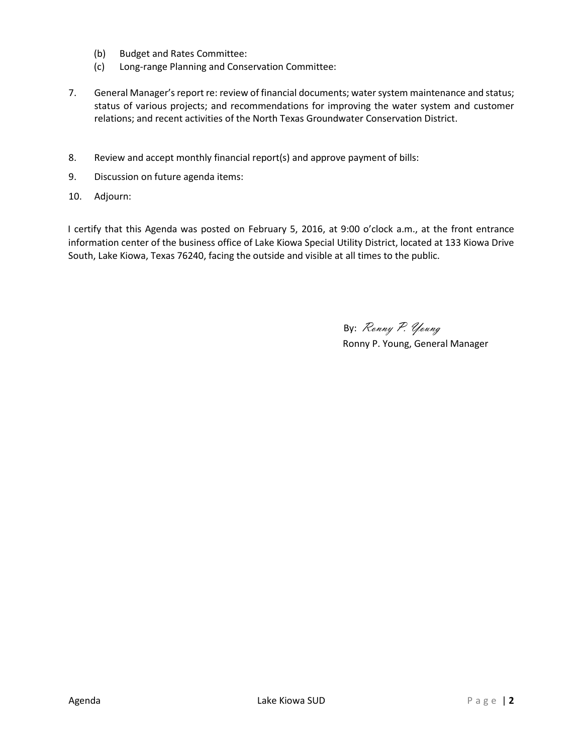(b) Budget and Rates Committee:
(c) Long-range Planning and Conservation Committee:

7. General Manager's report re: review of financial documents; water system maintenance and status; status of various projects; and recommendations for improving the water system and customer relations; and recent activities of the North Texas Groundwater Conservation District.

8. Review and accept monthly financial report(s) and approve payment of bills:

9. Discussion on future agenda items:

10. Adjourn:

I certify that this Agenda was posted on February 5, 2016, at 9:00 o'clock a.m., at the front entrance information center of the business office of Lake Kiowa Special Utility District, located at 133 Kiowa Drive South, Lake Kiowa, Texas 76240, facing the outside and visible at all times to the public.

By: *Ronny P. Young*
Ronny P. Young, General Manager